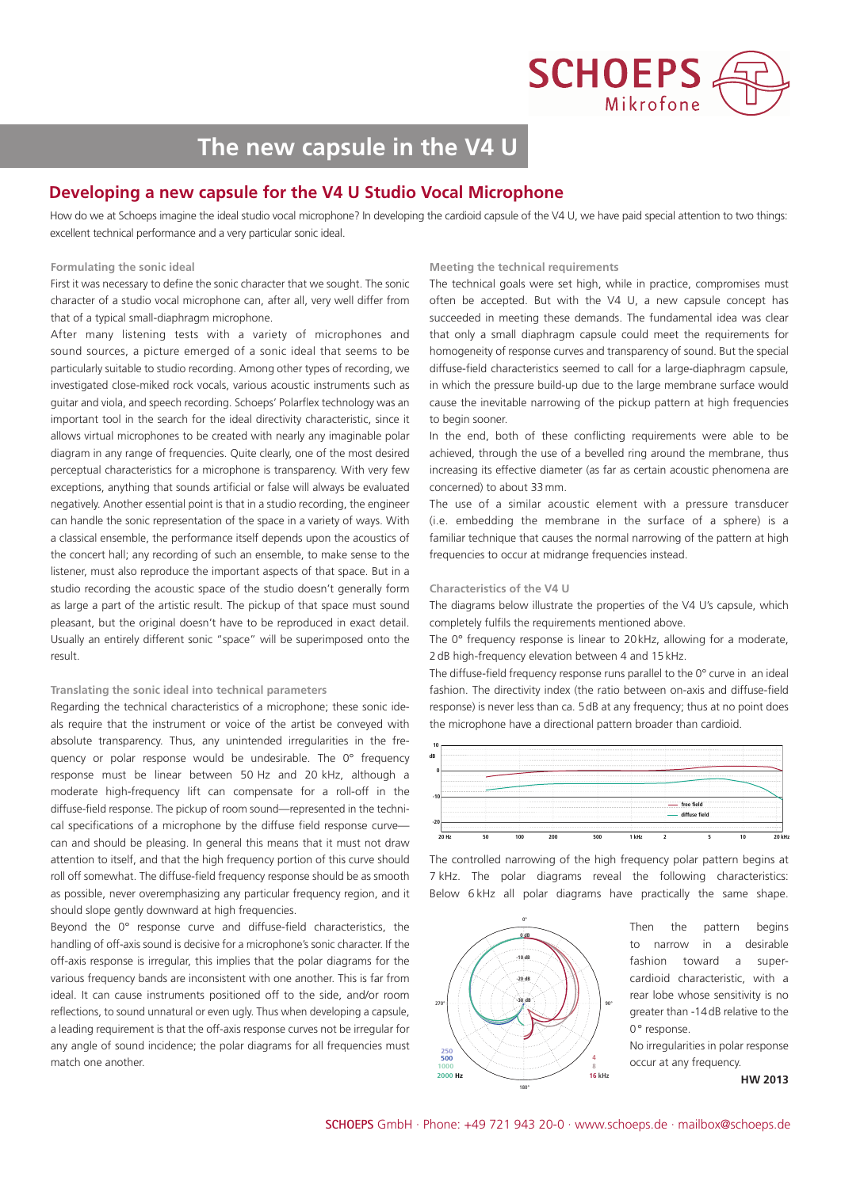# The new capsule in the V4 U

## Developing a new capsule for the V4 U Studio Vocal Microphone

How do we at Schoeps imagine the ideal studio vocal microphone? In developing the cardioid capsule of the V4 U, we have paid special attention to two things: excellent technical performance and a very particular sonic ideal.

### Formulating the sonic ideal

First it was necessary to define the sonic character that we sought. The sonic character of a studio vocal microphone can, after all, very well differ from that of a typical small-diaphragm microphone.

After many listening tests with a variety of microphones and sound sources, a picture emerged of a sonic ideal that seems to be particularly suitable to studio recording. Among other types of recording, we investigated close-miked rock vocals, various acoustic instruments such as guitar and viola, and speech recording. Schoeps' Polarflex technology was an important tool in the search for the ideal directivity characteristic, since it allows virtual microphones to be created with nearly any imaginable polar diagram in any range of frequencies. Quite clearly, one of the most desired perceptual characteristics for a microphone is transparency. With very few exceptions, anything that sounds artificial or false will always be evaluated negatively. Another essential point is that in a studio recording, the engineer can handle the sonic representation of the space in a variety of ways. With a classical ensemble, the performance itself depends upon the acoustics of the concert hall; any recording of such an ensemble, to make sense to the listener, must also reproduce the important aspects of that space. But in a studio recording the acoustic space of the studio doesn't generally form as large a part of the artistic result. The pickup of that space must sound pleasant, but the original doesn't have to be reproduced in exact detail. Usually an entirely different sonic "space" will be superimposed onto the result.

### Translating the sonic ideal into technical parameters

Regarding the technical characteristics of a microphone; these sonic ideals require that the instrument or voice of the artist be conveyed with absolute transparency. Thus, any unintended irregularities in the frequency or polar response would be undesirable. The 0° frequency response must be linear between 50 Hz and 20 kHz, although a moderate high-frequency lift can compensate for a roll-off in the diffuse-field response. The pickup of room sound—represented in the technical specifications of a microphone by the diffuse field response curve—can and should be pleasing. In general this means that it must not draw attention to itself, and that the high frequency portion of this curve should roll off somewhat. The diffuse-field frequency response should be as smooth as possible, never overemphasizing any particular frequency region, and it should slope gently downward at high frequencies.

Beyond the 0° response curve and diffuse-field characteristics, the handling of off-axis sound is decisive for a microphone's sonic character. If the off-axis response is irregular, this implies that the polar diagrams for the various frequency bands are inconsistent with one another. This is far from ideal. It can cause instruments positioned off to the side, and/or room reflections, to sound unnatural or even ugly. Thus when developing a capsule, a leading requirement is that the off-axis response curves not be irregular for any angle of sound incidence; the polar diagrams for all frequencies must match one another.

### Meeting the technical requirements

The technical goals were set high, while in practice, compromises must often be accepted. But with the V4 U, a new capsule concept has succeeded in meeting these demands. The fundamental idea was clear that only a small diaphragm capsule could meet the requirements for homogeneity of response curves and transparency of sound. But the special diffuse-field characteristics seemed to call for a large-diaphragm capsule, in which the pressure build-up due to the large membrane surface would cause the inevitable narrowing of the pickup pattern at high frequencies to begin sooner.

In the end, both of these conflicting requirements were able to be achieved, through the use of a bevelled ring around the membrane, thus increasing its effective diameter (as far as certain acoustic phenomena are concerned) to about 33 mm.

The use of a similar acoustic element with a pressure transducer (i.e. embedding the membrane in the surface of a sphere) is a familiar technique that causes the normal narrowing of the pattern at high frequencies to occur at midrange frequencies instead.

### Characteristics of the V4 U

The diagrams below illustrate the properties of the V4 U's capsule, which completely fulfils the requirements mentioned above.

The 0° frequency response is linear to 20 kHz, allowing for a moderate, 2 dB high-frequency elevation between 4 and 15 kHz.

The diffuse-field frequency response runs parallel to the 0° curve in an ideal fashion. The directivity index (the ratio between on-axis and diffuse-field response) is never less than ca. 5 dB at any frequency; thus at no point does the microphone have a directional pattern broader than cardioid.

The controlled narrowing of the high frequency polar pattern begins at 7 kHz. The polar diagrams reveal the following characteristics: Below 6 kHz all polar diagrams have practically the same shape.

Then the pattern begins to narrow in a desirable fashion toward a super-cardioid characteristic, with a rear lobe whose sensitivity is no greater than -14 dB relative to the 0° response.

No irregularities in polar response occur at any frequency.

**HW 2013**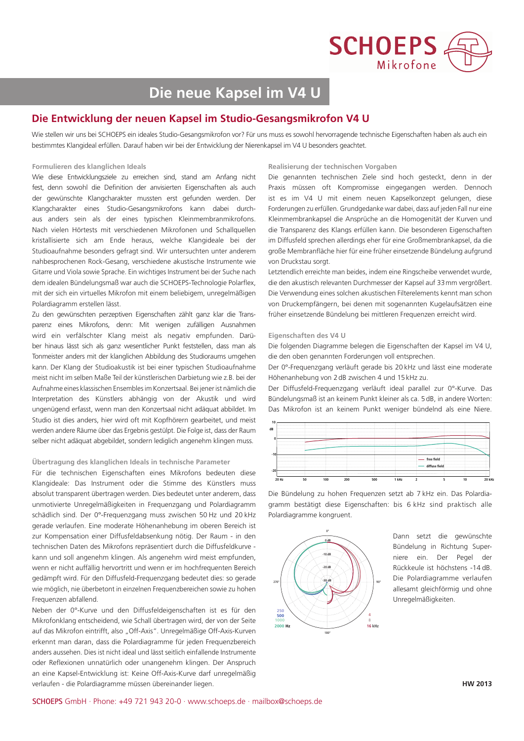# Die neue Kapsel im V4 U

## Die Entwicklung der neuen Kapsel im Studio-Gesangsmikrofon V4 U

Wie stellen wir uns bei SCHOEPS ein ideales Studio-Gesangsmikrofon vor? Für uns muss es sowohl hervorragende technische Eigenschaften haben als auch ein bestimmtes Klangideal erfüllen. Darauf haben wir bei der Entwicklung der Nierenkapsel im V4 U besonders geachtet.

### Formulieren des klanglichen Ideals

Wie diese Entwicklungsziele zu erreichen sind, stand am Anfang nicht fest, denn sowohl die Definition der anvisierten Eigenschaften als auch der gewünschte Klangcharakter mussten erst gefunden werden. Der Klangcharakter eines Studio-Gesangsmikrofons kann dabei durchaus anders sein als der eines typischen Kleinmembranmikrofons. Nach vielen Hörtests mit verschiedenen Mikrofonen und Schallquellen kristallisierte sich am Ende heraus, welche Klangideale bei der Studioaufnahme besonders gefragt sind. Wir untersuchten unter anderem nahbesprochenen Rock-Gesang, verschiedene akustische Instrumente wie Gitarre und Viola sowie Sprache. Ein wichtiges Instrument bei der Suche nach dem idealen Bündelungsmaß war auch die SCHOEPS-Technologie Polarflex, mit der sich ein virtuelles Mikrofon mit einem beliebigem, unregelmäßigen Polardiagramm erstellen lässt.

Zu den gewünschten perzeptiven Eigenschaften zählt ganz klar die Transparenz eines Mikrofons, denn: Mit wenigen zufälligen Ausnahmen wird ein verfälschter Klang meist als negativ empfunden. Darüber hinaus lässt sich als ganz wesentlicher Punkt feststellen, dass man als Tonmeister anders mit der klanglichen Abbildung des Studioraums umgehen kann. Der Klang der Studioakustik ist bei einer typischen Studioaufnahme meist nicht im selben Maße Teil der künstlerischen Darbietung wie z.B. bei der Aufnahme eines klassischen Ensembles im Konzertsaal. Bei jener ist nämlich die Interpretation des Künstlers abhängig von der Akustik und wird ungenügend erfasst, wenn man den Konzertsaal nicht adäquat abbildet. Im Studio ist dies anders, hier wird oft mit Kopfhörern gearbeitet, und meist werden andere Räume über das Ergebnis gestülpt. Die Folge ist, dass der Raum selber nicht adäquat abgebildet, sondern lediglich angenehm klingen muss.

### Übertragung des klanglichen Ideals in technische Parameter

Für die technischen Eigenschaften eines Mikrofons bedeuten diese Klangideale: Das Instrument oder die Stimme des Künstlers muss absolut transparent übertragen werden. Dies bedeutet unter anderem, dass unmotivierte Unregelmäßigkeiten in Frequenzgang und Polardiagramm schädlich sind. Der 0°-Frequenzgang muss zwischen 50 Hz und 20 kHz gerade verlaufen. Eine moderate Höhenanhebung im oberen Bereich ist zur Kompensation einer Diffusfeldabsenkung nötig. Der Raum - in den technischen Daten des Mikrofons repräsentiert durch die Diffusfeldkurve - kann und soll angenehm klingen. Als angenehm wird meist empfunden, wenn er nicht auffällig hervortritt und wenn er im hochfrequenten Bereich gedämpft wird. Für den Diffusfeld-Frequenzgang bedeutet dies: so gerade wie möglich, nie überbetont in einzelnen Frequenzbereichen sowie zu hohen Frequenzen abfallend.

Neben der 0°-Kurve und den Diffusfeldeigenschaften ist es für den Mikrofonklang entscheidend, wie Schall übertragen wird, der von der Seite auf das Mikrofon eintrifft, also „Off-Axis". Unregelmäßige Off-Axis-Kurven erkennt man daran, dass die Polardiagramme für jeden Frequenzbereich anders aussehen. Dies ist nicht ideal und lässt seitlich einfallende Instrumente oder Reflexionen unnatürlich oder unangenehm klingen. Der Anspruch an eine Kapsel-Entwicklung ist: Keine Off-Axis-Kurve darf unregelmäßig verlaufen - die Polardiagramme müssen übereinander liegen.

### Realisierung der technischen Vorgaben

Die genannten technischen Ziele sind hoch gesteckt, denn in der Praxis müssen oft Kompromisse eingegangen werden. Dennoch ist es im V4 U mit einem neuen Kapselkonzept gelungen, diese Forderungen zu erfüllen. Grundgedanke war dabei, dass auf jeden Fall nur eine Kleinmembrankapsel die Ansprüche an die Homogenität der Kurven und die Transparenz des Klangs erfüllen kann. Die besonderen Eigenschaften im Diffusfeld sprechen allerdings eher für eine Großmembrankapsel, da die große Membranfläche hier für eine früher einsetzende Bündelung aufgrund von Druckstau sorgt.

Letztendlich erreichte man beides, indem eine Ringscheibe verwendet wurde, die den akustisch relevanten Durchmesser der Kapsel auf 33 mm vergrößert. Die Verwendung eines solchen akustischen Filterelements kennt man schon von Druckempfängern, bei denen mit sogenannten Kugelaufsätzen eine früher einsetzende Bündelung bei mittleren Frequenzen erreicht wird.

### Eigenschaften des V4 U

Die folgenden Diagramme belegen die Eigenschaften der Kapsel im V4 U, die den oben genannten Forderungen voll entsprechen.

Der 0°-Frequenzgang verläuft gerade bis 20 kHz und lässt eine moderate Höhenanhebung von 2 dB zwischen 4 und 15 kHz zu.

Der Diffusfeld-Frequenzgang verläuft ideal parallel zur 0°-Kurve. Das Bündelungsmaß ist an keinem Punkt kleiner als ca. 5 dB, in andere Worten: Das Mikrofon ist an keinem Punkt weniger bündelnd als eine Niere.

10 dB
0
-10
-20
20 Hz 50 100 200 500 1 kHz 2 5 10 20 kHz
free field
diffuse field

Die Bündelung zu hohen Frequenzen setzt ab 7 kHz ein. Das Polardiagramm bestätigt diese Eigenschaften: bis 6 kHz sind praktisch alle Polardiagramme kongruent.

0°
0 dB
-10 dB
-20 dB
-30 dB
270°
90°
180°
250
500
1000
2000 Hz
4
8
16 kHz

Dann setzt die gewünschte Bündelung in Richtung Superniere ein. Der Pegel der Rückkeule ist höchstens -14 dB. Die Polardiagramme verlaufen allesamt gleichförmig und ohne Unregelmäßigkeiten.

**HW 2013**

SCHOEPS GmbH · Phone: +49 721 943 20-0 · www.schoeps.de · mailbox@schoeps.de